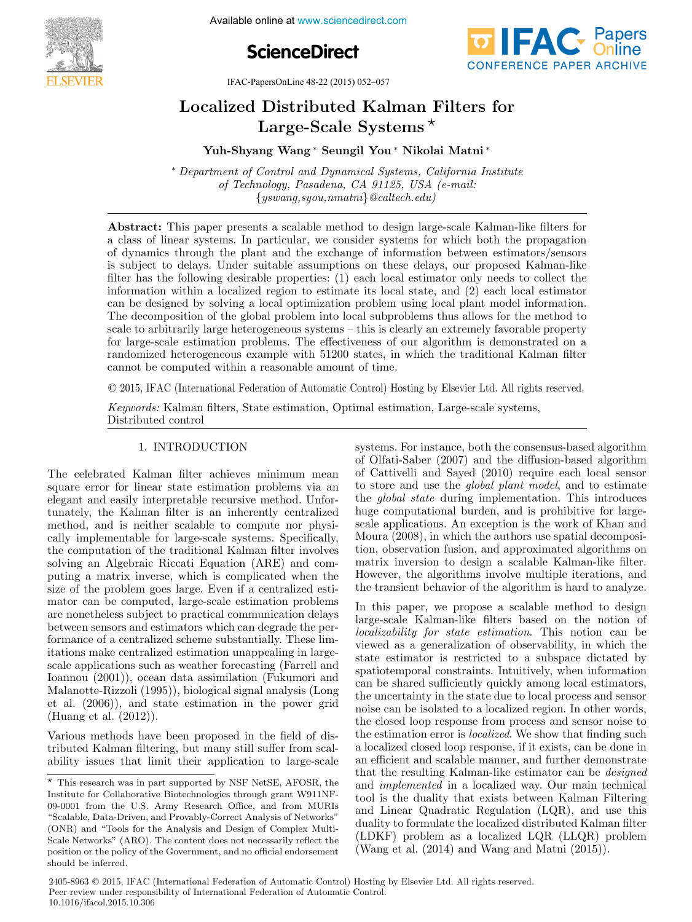# Localized Distributed Kalman Filters for Large-Scale Systems ⋆

**Yuh-Shyang Wang** * **Seungil You** * **Nikolai Matni** *

* *Department of Control and Dynamical Systems, California Institute of Technology, Pasadena, CA 91125, USA (e-mail: {yswang,syou,nmatni}@caltech.edu)*

**Abstract:** This paper presents a scalable method to design large-scale Kalman-like filters for a class of linear systems. In particular, we consider systems for which both the propagation of dynamics through the plant and the exchange of information between estimators/sensors is subject to delays. Under suitable assumptions on these delays, our proposed Kalman-like filter has the following desirable properties: (1) each local estimator only needs to collect the information within a localized region to estimate its local state, and (2) each local estimator can be designed by solving a local optimization problem using local plant model information. The decomposition of the global problem into local subproblems thus allows for the method to scale to arbitrarily large heterogeneous systems – this is clearly an extremely favorable property for large-scale estimation problems. The effectiveness of our algorithm is demonstrated on a randomized heterogeneous example with 51200 states, in which the traditional Kalman filter cannot be computed within a reasonable amount of time.

© 2015, IFAC (International Federation of Automatic Control) Hosting by Elsevier Ltd. All rights reserved.

*Keywords:* Kalman filters, State estimation, Optimal estimation, Large-scale systems, Distributed control

## 1. INTRODUCTION

The celebrated Kalman filter achieves minimum mean square error for linear state estimation problems via an elegant and easily interpretable recursive method. Unfortunately, the Kalman filter is an inherently centralized method, and is neither scalable to compute nor physically implementable for large-scale systems. Specifically, the computation of the traditional Kalman filter involves solving an Algebraic Riccati Equation (ARE) and computing a matrix inverse, which is complicated when the size of the problem goes large. Even if a centralized estimator can be computed, large-scale estimation problems are nonetheless subject to practical communication delays between sensors and estimators which can degrade the performance of a centralized scheme substantially. These limitations make centralized estimation unappealing in large-scale applications such as weather forecasting (Farrell and Ioannou (2001)), ocean data assimilation (Fukumori and Malanotte-Rizzoli (1995)), biological signal analysis (Long et al. (2006)), and state estimation in the power grid (Huang et al. (2012)).

Various methods have been proposed in the field of distributed Kalman filtering, but many still suffer from scalability issues that limit their application to large-scale systems. For instance, both the consensus-based algorithm of Olfati-Saber (2007) and the diffusion-based algorithm of Cattivelli and Sayed (2010) require each local sensor to store and use the *global plant model*, and to estimate the *global state* during implementation. This introduces huge computational burden, and is prohibitive for large-scale applications. An exception is the work of Khan and Moura (2008), in which the authors use spatial decomposition, observation fusion, and approximated algorithms on matrix inversion to design a scalable Kalman-like filter. However, the algorithms involve multiple iterations, and the transient behavior of the algorithm is hard to analyze.

In this paper, we propose a scalable method to design large-scale Kalman-like filters based on the notion of *localizability for state estimation*. This notion can be viewed as a generalization of observability, in which the state estimator is restricted to a subspace dictated by spatiotemporal constraints. Intuitively, when information can be shared sufficiently quickly among local estimators, the uncertainty in the state due to local process and sensor noise can be isolated to a localized region. In other words, the closed loop response from process and sensor noise to the estimation error is *localized*. We show that finding such a localized closed loop response, if it exists, can be done in an efficient and scalable manner, and further demonstrate that the resulting Kalman-like estimator can be *designed* and *implemented* in a localized way. Our main technical tool is the duality that exists between Kalman Filtering and Linear Quadratic Regulation (LQR), and use this duality to formulate the localized distributed Kalman filter (LDKF) problem as a localized LQR (LLQR) problem (Wang et al. (2014) and Wang and Matni (2015)).

⋆ This research was in part supported by NSF NetSE, AFOSR, the Institute for Collaborative Biotechnologies through grant W911NF-09-0001 from the U.S. Army Research Office, and from MURIs "Scalable, Data-Driven, and Provably-Correct Analysis of Networks" (ONR) and "Tools for the Analysis and Design of Complex Multi-Scale Networks" (ARO). The content does not necessarily reflect the position or the policy of the Government, and no official endorsement should be inferred.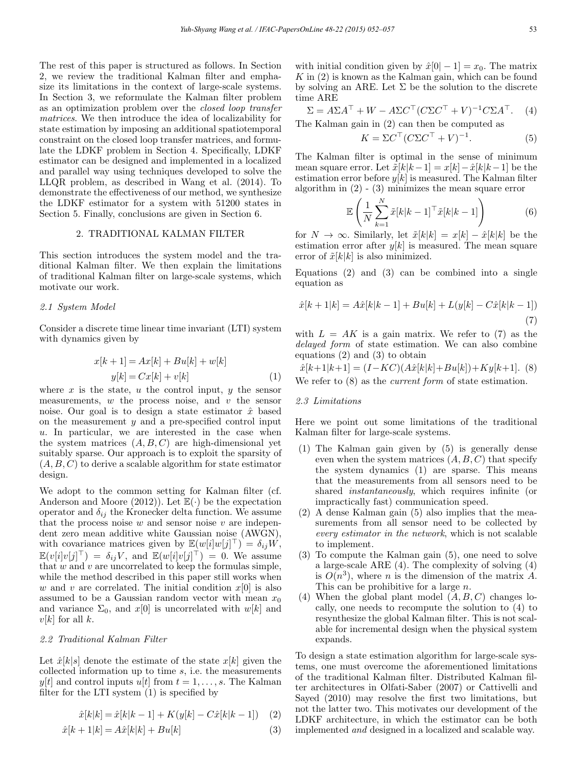The rest of this paper is structured as follows. In Section 2, we review the traditional Kalman filter and emphasize its limitations in the context of large-scale systems. In Section 3, we reformulate the Kalman filter problem as an optimization problem over the *closed loop transfer matrices*. We then introduce the idea of localizability for state estimation by imposing an additional spatiotemporal constraint on the closed loop transfer matrices, and formulate the LDKF problem in Section 4. Specifically, LDKF estimator can be designed and implemented in a localized and parallel way using techniques developed to solve the LLQR problem, as described in Wang et al. (2014). To demonstrate the effectiveness of our method, we synthesize the LDKF estimator for a system with 51200 states in Section 5. Finally, conclusions are given in Section 6.

## 2. TRADITIONAL KALMAN FILTER

This section introduces the system model and the traditional Kalman filter. We then explain the limitations of traditional Kalman filter on large-scale systems, which motivate our work.

### *2.1 System Model*

Consider a discrete time linear time invariant (LTI) system with dynamics given by

$$\begin{aligned} x[k+1] &= Ax[k] + Bu[k] + w[k] \\ y[k] &= Cx[k] + v[k] \end{aligned} \tag{1}$$

where $x$ is the state, $u$ the control input, $y$ the sensor measurements, $w$ the process noise, and $v$ the sensor noise. Our goal is to design a state estimator $\hat{x}$ based on the measurement $y$ and a pre-specified control input $u$. In particular, we are interested in the case when the system matrices $(A, B, C)$ are high-dimensional yet suitably sparse. Our approach is to exploit the sparsity of $(A, B, C)$ to derive a scalable algorithm for state estimator design.

We adopt to the common setting for Kalman filter (cf. Anderson and Moore (2012)). Let $\mathbb{E}(\cdot)$ be the expectation operator and $\delta_{ij}$ the Kronecker delta function. We assume that the process noise $w$ and sensor noise $v$ are independent zero mean additive white Gaussian noise (AWGN), with covariance matrices given by $\mathbb{E}(w[i]w[j]^\top) = \delta_{ij}W$, $\mathbb{E}(v[i]v[j]^\top) = \delta_{ij}V$, and $\mathbb{E}(w[i]v[j]^\top) = 0$. We assume that $w$ and $v$ are uncorrelated to keep the formulas simple, while the method described in this paper still works when $w$ and $v$ are correlated. The initial condition $x[0]$ is also assumed to be a Gaussian random vector with mean $x_0$ and variance $\Sigma_0$, and $x[0]$ is uncorrelated with $w[k]$ and $v[k]$ for all $k$.

### *2.2 Traditional Kalman Filter*

Let $\hat{x}[k|s]$ denote the estimate of the state $x[k]$ given the collected information up to time $s$, i.e. the measurements $y[t]$ and control inputs $u[t]$ from $t = 1, \dots, s$. The Kalman filter for the LTI system (1) is specified by

$$\hat{x}[k|k] = \hat{x}[k|k-1] + K(y[k] - C\hat{x}[k|k-1]) \tag{2}$$

$$\hat{x}[k+1|k] = A\hat{x}[k|k] + Bu[k] \tag{3}$$

with initial condition given by $\hat{x}[0|-1] = x_0$. The matrix $K$ in (2) is known as the Kalman gain, which can be found by solving an ARE. Let $\Sigma$ be the solution to the discrete time ARE

$$\Sigma = A\Sigma A^\top + W - A\Sigma C^\top (C\Sigma C^\top + V)^{-1} C\Sigma A^\top. \tag{4}$$

The Kalman gain in (2) can then be computed as

$$K = \Sigma C^\top (C\Sigma C^\top + V)^{-1}. \tag{5}$$

The Kalman filter is optimal in the sense of minimum mean square error. Let $\tilde{x}[k|k-1] = x[k] - \hat{x}[k|k-1]$ be the estimation error before $y[k]$ is measured. The Kalman filter algorithm in (2) - (3) minimizes the mean square error

$$\mathbb{E}\left( \frac{1}{N} \sum_{k=1}^{N} \tilde{x}[k|k-1]^\top \tilde{x}[k|k-1] \right) \tag{6}$$

for $N \to \infty$. Similarly, let $\tilde{x}[k|k] = x[k] - \hat{x}[k|k]$ be the estimation error after $y[k]$ is measured. The mean square error of $\tilde{x}[k|k]$ is also minimized.

Equations (2) and (3) can be combined into a single equation as

$$\hat{x}[k+1|k] = A\hat{x}[k|k-1] + Bu[k] + L(y[k] - C\hat{x}[k|k-1]) \tag{7}$$

with $L = AK$ is a gain matrix. We refer to (7) as the *delayed form* of state estimation. We can also combine equations (2) and (3) to obtain

$$\hat{x}[k+1|k+1] = (I - KC)(A\hat{x}[k|k] + Bu[k]) + Ky[k+1]. \tag{8}$$

We refer to (8) as the *current form* of state estimation.

### *2.3 Limitations*

Here we point out some limitations of the traditional Kalman filter for large-scale systems.

1. The Kalman gain given by (5) is generally dense even when the system matrices $(A, B, C)$ that specify the system dynamics (1) are sparse. This means that the measurements from all sensors need to be shared *instantaneously*, which requires infinite (or impractically fast) communication speed.
2. A dense Kalman gain (5) also implies that the measurements from all sensor need to be collected by *every estimator in the network*, which is not scalable to implement.
3. To compute the Kalman gain (5), one need to solve a large-scale ARE (4). The complexity of solving (4) is $O(n^3)$, where $n$ is the dimension of the matrix $A$. This can be prohibitive for a large $n$.
4. When the global plant model $(A, B, C)$ changes locally, one needs to recompute the solution to (4) to resynthesize the global Kalman filter. This is not scalable for incremental design when the physical system expands.

To design a state estimation algorithm for large-scale systems, one must overcome the aforementioned limitations of the traditional Kalman filter. Distributed Kalman filter architectures in Olfati-Saber (2007) or Cattivelli and Sayed (2010) may resolve the first two limitations, but not the latter two. This motivates our development of the LDKF architecture, in which the estimator can be both implemented *and* designed in a localized and scalable way.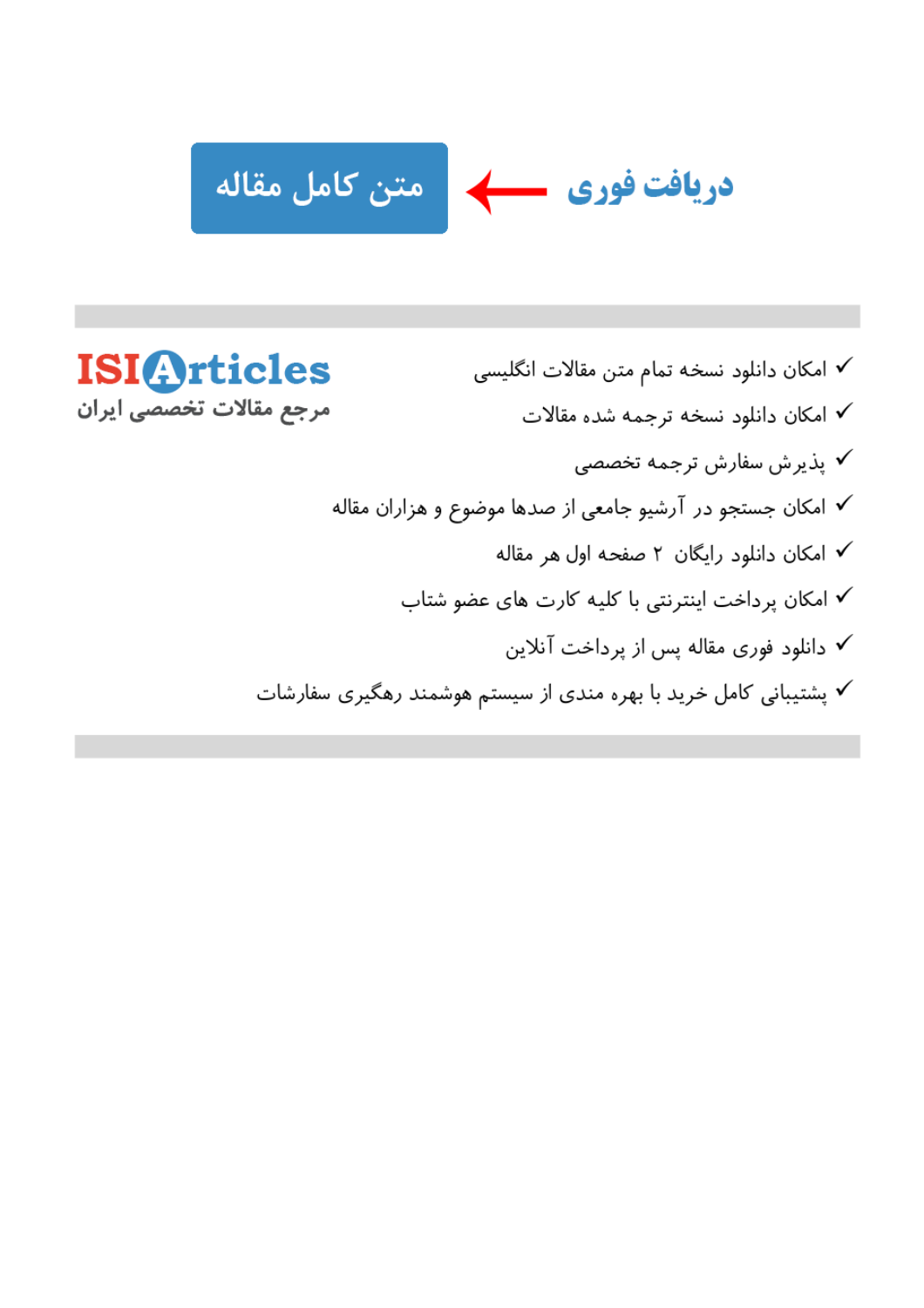دریافت فوری ← متن کامل مقاله

ISIArticles

مرجع مقالات تخصصی ایران

- ✓ امکان دانلود نسخه تمام متن مقالات انگلیسی
- ✓ امکان دانلود نسخه ترجمه شده مقالات
- ✓ پذیرش سفارش ترجمه تخصصی
- ✓ امکان جستجو در آرشیو جامعی از صدها موضوع و هزاران مقاله
- ✓ امکان دانلود رایگان ۲ صفحه اول هر مقاله
- ✓ امکان پرداخت اینترنتی با کلیه کارت های عضو شتاب
- ✓ دانلود فوری مقاله پس از پرداخت آنلاین
- ✓ پشتیبانی کامل خرید با بهره مندی از سیستم هوشمند رهگیری سفارشات